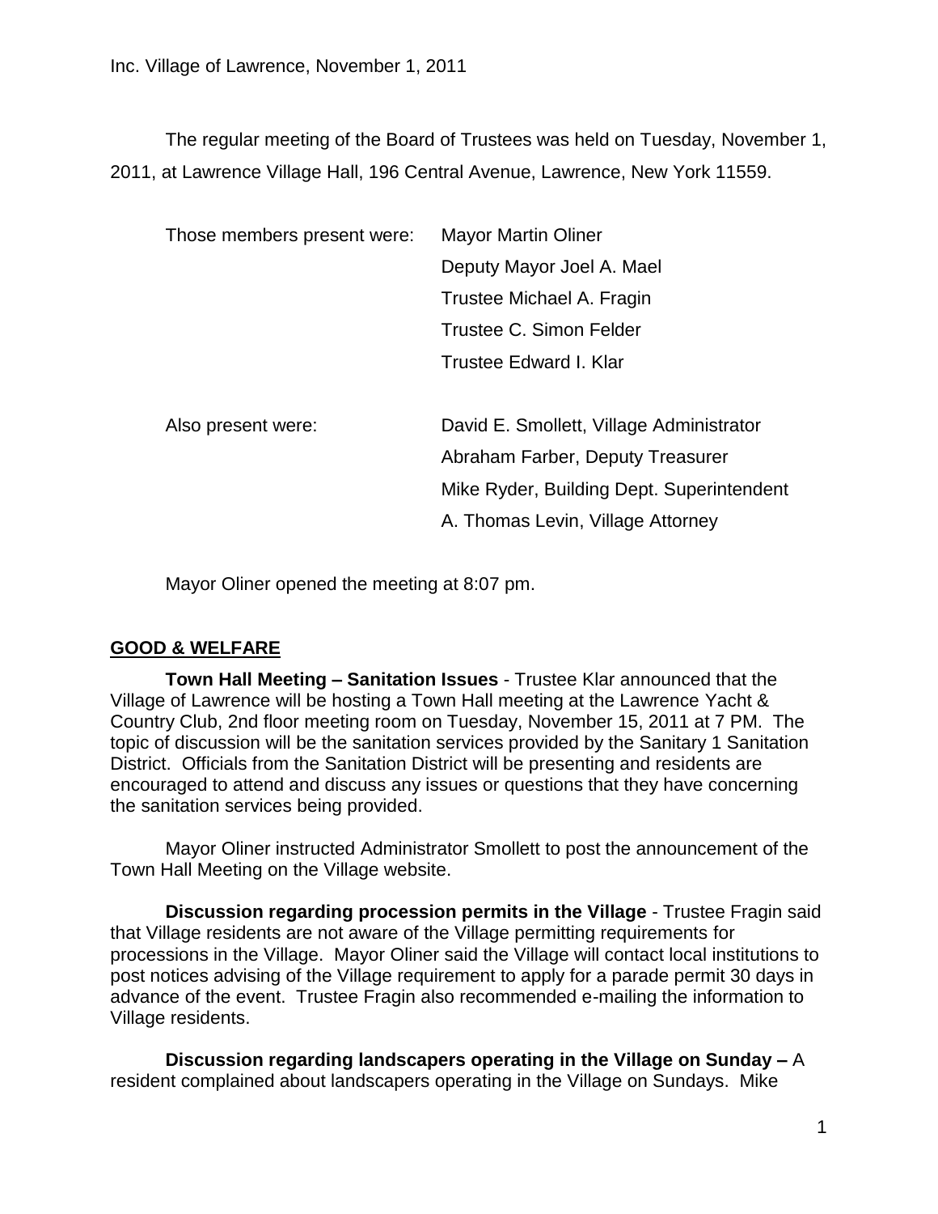Inc. Village of Lawrence, November 1, 2011

The regular meeting of the Board of Trustees was held on Tuesday, November 1, 2011, at Lawrence Village Hall, 196 Central Avenue, Lawrence, New York 11559.

| | |
|---|---|
| Those members present were: | Mayor Martin Oliner |
| | Deputy Mayor Joel A. Mael |
| | Trustee Michael A. Fragin |
| | Trustee C. Simon Felder |
| | Trustee Edward I. Klar |
| Also present were: | David E. Smollett, Village Administrator |
| | Abraham Farber, Deputy Treasurer |
| | Mike Ryder, Building Dept. Superintendent |
| | A. Thomas Levin, Village Attorney |

Mayor Oliner opened the meeting at 8:07 pm.

## GOOD & WELFARE

**Town Hall Meeting – Sanitation Issues** - Trustee Klar announced that the Village of Lawrence will be hosting a Town Hall meeting at the Lawrence Yacht & Country Club, 2nd floor meeting room on Tuesday, November 15, 2011 at 7 PM. The topic of discussion will be the sanitation services provided by the Sanitary 1 Sanitation District. Officials from the Sanitation District will be presenting and residents are encouraged to attend and discuss any issues or questions that they have concerning the sanitation services being provided.

Mayor Oliner instructed Administrator Smollett to post the announcement of the Town Hall Meeting on the Village website.

**Discussion regarding procession permits in the Village** - Trustee Fragin said that Village residents are not aware of the Village permitting requirements for processions in the Village. Mayor Oliner said the Village will contact local institutions to post notices advising of the Village requirement to apply for a parade permit 30 days in advance of the event. Trustee Fragin also recommended e-mailing the information to Village residents.

**Discussion regarding landscapers operating in the Village on Sunday –** A resident complained about landscapers operating in the Village on Sundays. Mike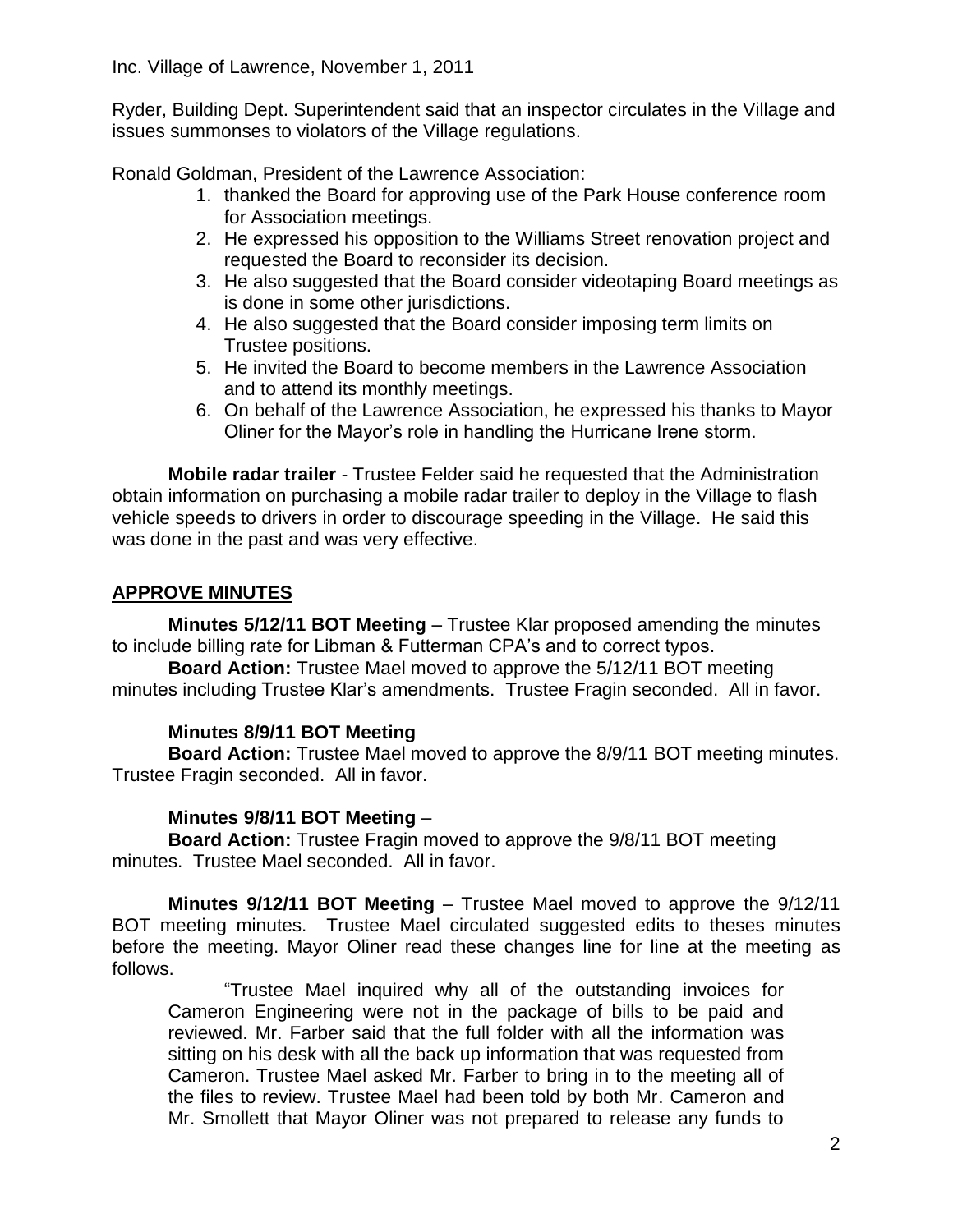Ryder, Building Dept. Superintendent said that an inspector circulates in the Village and issues summonses to violators of the Village regulations.

Ronald Goldman, President of the Lawrence Association:

1. thanked the Board for approving use of the Park House conference room for Association meetings.
2. He expressed his opposition to the Williams Street renovation project and requested the Board to reconsider its decision.
3. He also suggested that the Board consider videotaping Board meetings as is done in some other jurisdictions.
4. He also suggested that the Board consider imposing term limits on Trustee positions.
5. He invited the Board to become members in the Lawrence Association and to attend its monthly meetings.
6. On behalf of the Lawrence Association, he expressed his thanks to Mayor Oliner for the Mayor's role in handling the Hurricane Irene storm.

**Mobile radar trailer** - Trustee Felder said he requested that the Administration obtain information on purchasing a mobile radar trailer to deploy in the Village to flash vehicle speeds to drivers in order to discourage speeding in the Village. He said this was done in the past and was very effective.

## APPROVE MINUTES

**Minutes 5/12/11 BOT Meeting** – Trustee Klar proposed amending the minutes to include billing rate for Libman & Futterman CPA's and to correct typos.

**Board Action:** Trustee Mael moved to approve the 5/12/11 BOT meeting minutes including Trustee Klar's amendments. Trustee Fragin seconded. All in favor.

**Minutes 8/9/11 BOT Meeting**

**Board Action:** Trustee Mael moved to approve the 8/9/11 BOT meeting minutes. Trustee Fragin seconded. All in favor.

**Minutes 9/8/11 BOT Meeting** –

**Board Action:** Trustee Fragin moved to approve the 9/8/11 BOT meeting minutes. Trustee Mael seconded. All in favor.

**Minutes 9/12/11 BOT Meeting** – Trustee Mael moved to approve the 9/12/11 BOT meeting minutes. Trustee Mael circulated suggested edits to theses minutes before the meeting. Mayor Oliner read these changes line for line at the meeting as follows.

> "Trustee Mael inquired why all of the outstanding invoices for Cameron Engineering were not in the package of bills to be paid and reviewed. Mr. Farber said that the full folder with all the information was sitting on his desk with all the back up information that was requested from Cameron. Trustee Mael asked Mr. Farber to bring in to the meeting all of the files to review. Trustee Mael had been told by both Mr. Cameron and Mr. Smollett that Mayor Oliner was not prepared to release any funds to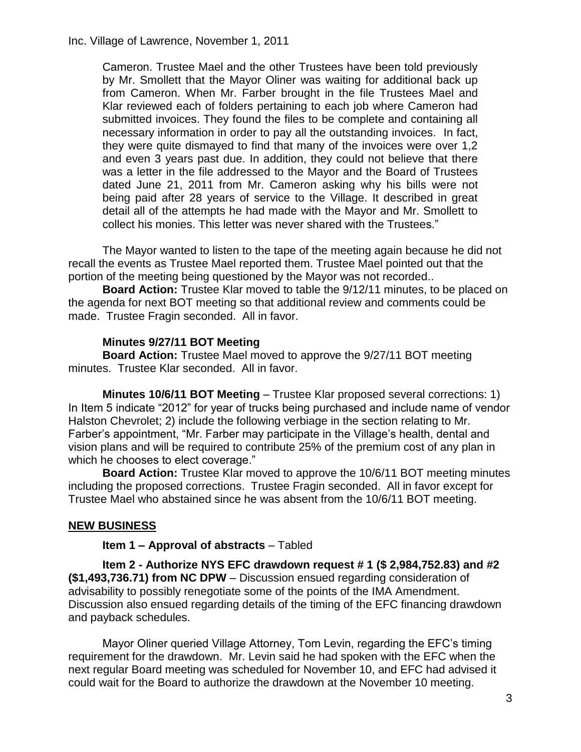Cameron. Trustee Mael and the other Trustees have been told previously by Mr. Smollett that the Mayor Oliner was waiting for additional back up from Cameron. When Mr. Farber brought in the file Trustees Mael and Klar reviewed each of folders pertaining to each job where Cameron had submitted invoices. They found the files to be complete and containing all necessary information in order to pay all the outstanding invoices. In fact, they were quite dismayed to find that many of the invoices were over 1,2 and even 3 years past due. In addition, they could not believe that there was a letter in the file addressed to the Mayor and the Board of Trustees dated June 21, 2011 from Mr. Cameron asking why his bills were not being paid after 28 years of service to the Village. It described in great detail all of the attempts he had made with the Mayor and Mr. Smollett to collect his monies. This letter was never shared with the Trustees."

The Mayor wanted to listen to the tape of the meeting again because he did not recall the events as Trustee Mael reported them. Trustee Mael pointed out that the portion of the meeting being questioned by the Mayor was not recorded..

**Board Action:** Trustee Klar moved to table the 9/12/11 minutes, to be placed on the agenda for next BOT meeting so that additional review and comments could be made. Trustee Fragin seconded. All in favor.

**Minutes 9/27/11 BOT Meeting**

**Board Action:** Trustee Mael moved to approve the 9/27/11 BOT meeting minutes. Trustee Klar seconded. All in favor.

**Minutes 10/6/11 BOT Meeting** – Trustee Klar proposed several corrections: 1) In Item 5 indicate "2012" for year of trucks being purchased and include name of vendor Halston Chevrolet; 2) include the following verbiage in the section relating to Mr. Farber's appointment, "Mr. Farber may participate in the Village's health, dental and vision plans and will be required to contribute 25% of the premium cost of any plan in which he chooses to elect coverage."

**Board Action:** Trustee Klar moved to approve the 10/6/11 BOT meeting minutes including the proposed corrections. Trustee Fragin seconded. All in favor except for Trustee Mael who abstained since he was absent from the 10/6/11 BOT meeting.

## NEW BUSINESS

**Item 1 – Approval of abstracts** – Tabled

**Item 2 - Authorize NYS EFC drawdown request # 1 ($ 2,984,752.83) and #2 ($1,493,736.71) from NC DPW** – Discussion ensued regarding consideration of advisability to possibly renegotiate some of the points of the IMA Amendment. Discussion also ensued regarding details of the timing of the EFC financing drawdown and payback schedules.

Mayor Oliner queried Village Attorney, Tom Levin, regarding the EFC's timing requirement for the drawdown. Mr. Levin said he had spoken with the EFC when the next regular Board meeting was scheduled for November 10, and EFC had advised it could wait for the Board to authorize the drawdown at the November 10 meeting.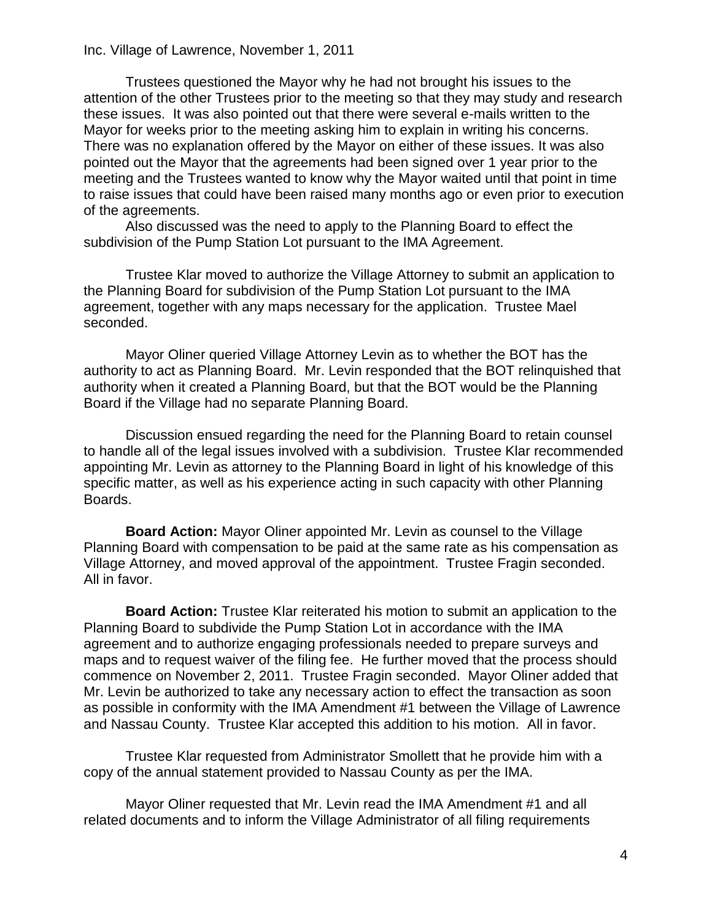Trustees questioned the Mayor why he had not brought his issues to the attention of the other Trustees prior to the meeting so that they may study and research these issues. It was also pointed out that there were several e-mails written to the Mayor for weeks prior to the meeting asking him to explain in writing his concerns. There was no explanation offered by the Mayor on either of these issues. It was also pointed out the Mayor that the agreements had been signed over 1 year prior to the meeting and the Trustees wanted to know why the Mayor waited until that point in time to raise issues that could have been raised many months ago or even prior to execution of the agreements.

Also discussed was the need to apply to the Planning Board to effect the subdivision of the Pump Station Lot pursuant to the IMA Agreement.

Trustee Klar moved to authorize the Village Attorney to submit an application to the Planning Board for subdivision of the Pump Station Lot pursuant to the IMA agreement, together with any maps necessary for the application. Trustee Mael seconded.

Mayor Oliner queried Village Attorney Levin as to whether the BOT has the authority to act as Planning Board. Mr. Levin responded that the BOT relinquished that authority when it created a Planning Board, but that the BOT would be the Planning Board if the Village had no separate Planning Board.

Discussion ensued regarding the need for the Planning Board to retain counsel to handle all of the legal issues involved with a subdivision. Trustee Klar recommended appointing Mr. Levin as attorney to the Planning Board in light of his knowledge of this specific matter, as well as his experience acting in such capacity with other Planning Boards.

**Board Action:** Mayor Oliner appointed Mr. Levin as counsel to the Village Planning Board with compensation to be paid at the same rate as his compensation as Village Attorney, and moved approval of the appointment. Trustee Fragin seconded. All in favor.

**Board Action:** Trustee Klar reiterated his motion to submit an application to the Planning Board to subdivide the Pump Station Lot in accordance with the IMA agreement and to authorize engaging professionals needed to prepare surveys and maps and to request waiver of the filing fee. He further moved that the process should commence on November 2, 2011. Trustee Fragin seconded. Mayor Oliner added that Mr. Levin be authorized to take any necessary action to effect the transaction as soon as possible in conformity with the IMA Amendment #1 between the Village of Lawrence and Nassau County. Trustee Klar accepted this addition to his motion. All in favor.

Trustee Klar requested from Administrator Smollett that he provide him with a copy of the annual statement provided to Nassau County as per the IMA.

Mayor Oliner requested that Mr. Levin read the IMA Amendment #1 and all related documents and to inform the Village Administrator of all filing requirements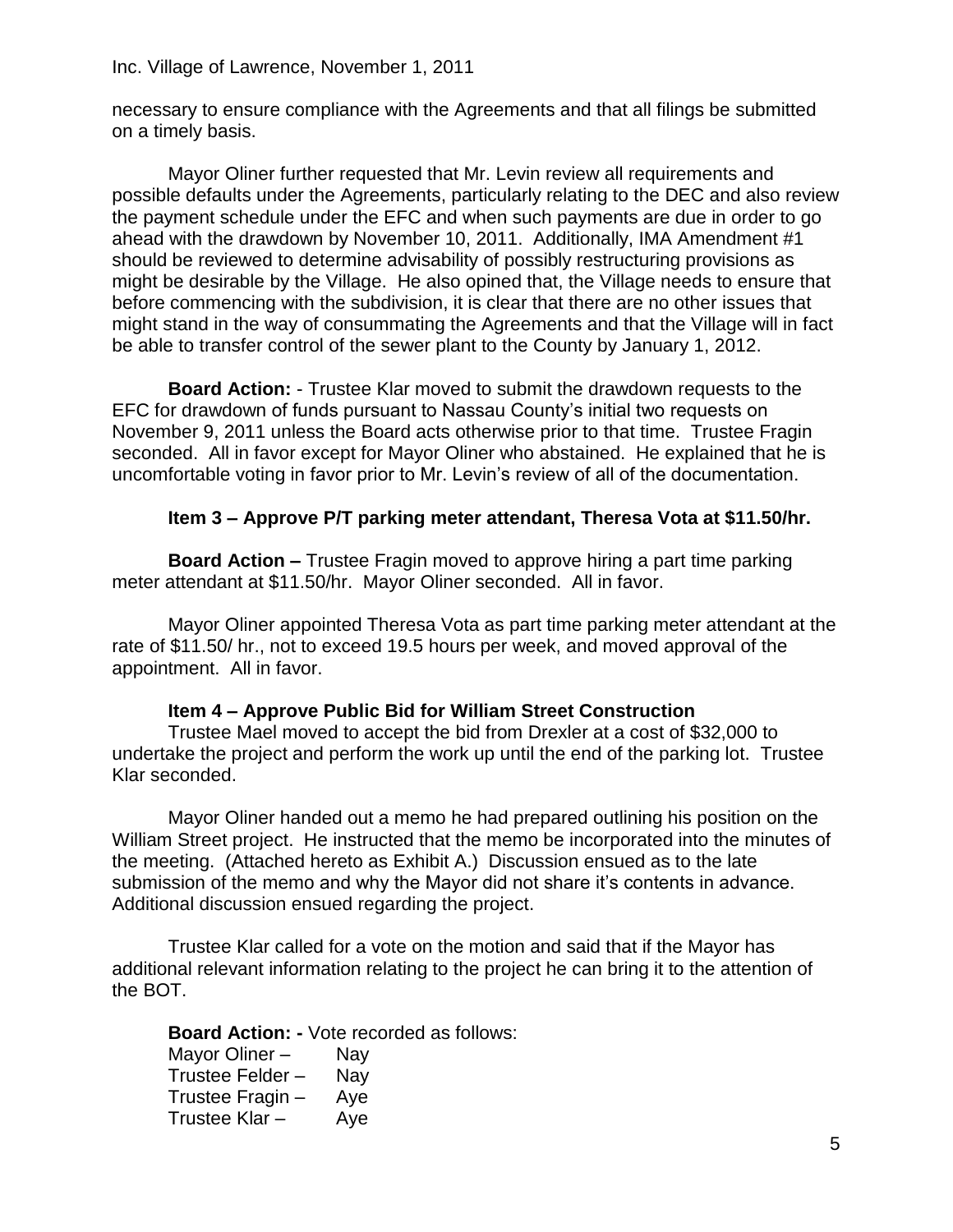necessary to ensure compliance with the Agreements and that all filings be submitted on a timely basis.

Mayor Oliner further requested that Mr. Levin review all requirements and possible defaults under the Agreements, particularly relating to the DEC and also review the payment schedule under the EFC and when such payments are due in order to go ahead with the drawdown by November 10, 2011. Additionally, IMA Amendment #1 should be reviewed to determine advisability of possibly restructuring provisions as might be desirable by the Village. He also opined that, the Village needs to ensure that before commencing with the subdivision, it is clear that there are no other issues that might stand in the way of consummating the Agreements and that the Village will in fact be able to transfer control of the sewer plant to the County by January 1, 2012.

**Board Action:** - Trustee Klar moved to submit the drawdown requests to the EFC for drawdown of funds pursuant to Nassau County's initial two requests on November 9, 2011 unless the Board acts otherwise prior to that time. Trustee Fragin seconded. All in favor except for Mayor Oliner who abstained. He explained that he is uncomfortable voting in favor prior to Mr. Levin's review of all of the documentation.

**Item 3 – Approve P/T parking meter attendant, Theresa Vota at $11.50/hr.**

**Board Action –** Trustee Fragin moved to approve hiring a part time parking meter attendant at $11.50/hr. Mayor Oliner seconded. All in favor.

Mayor Oliner appointed Theresa Vota as part time parking meter attendant at the rate of $11.50/ hr., not to exceed 19.5 hours per week, and moved approval of the appointment. All in favor.

**Item 4 – Approve Public Bid for William Street Construction**

Trustee Mael moved to accept the bid from Drexler at a cost of $32,000 to undertake the project and perform the work up until the end of the parking lot. Trustee Klar seconded.

Mayor Oliner handed out a memo he had prepared outlining his position on the William Street project. He instructed that the memo be incorporated into the minutes of the meeting. (Attached hereto as Exhibit A.) Discussion ensued as to the late submission of the memo and why the Mayor did not share it's contents in advance. Additional discussion ensued regarding the project.

Trustee Klar called for a vote on the motion and said that if the Mayor has additional relevant information relating to the project he can bring it to the attention of the BOT.

**Board Action: -** Vote recorded as follows:

Mayor Oliner – Nay
Trustee Felder – Nay
Trustee Fragin – Aye
Trustee Klar – Aye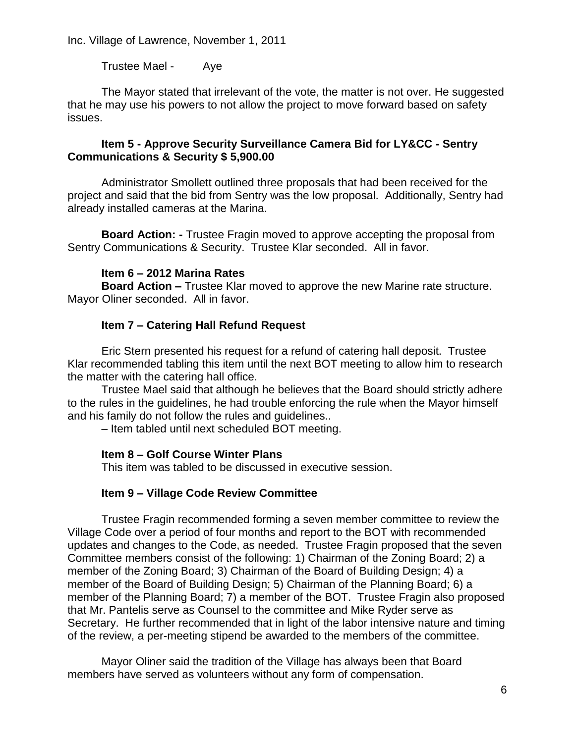Trustee Mael - Aye

The Mayor stated that irrelevant of the vote, the matter is not over. He suggested that he may use his powers to not allow the project to move forward based on safety issues.

**Item 5 - Approve Security Surveillance Camera Bid for LY&CC - Sentry Communications & Security $ 5,900.00**

Administrator Smollett outlined three proposals that had been received for the project and said that the bid from Sentry was the low proposal. Additionally, Sentry had already installed cameras at the Marina.

**Board Action: -** Trustee Fragin moved to approve accepting the proposal from Sentry Communications & Security. Trustee Klar seconded. All in favor.

**Item 6 – 2012 Marina Rates**

**Board Action –** Trustee Klar moved to approve the new Marine rate structure. Mayor Oliner seconded. All in favor.

**Item 7 – Catering Hall Refund Request**

Eric Stern presented his request for a refund of catering hall deposit. Trustee Klar recommended tabling this item until the next BOT meeting to allow him to research the matter with the catering hall office.

Trustee Mael said that although he believes that the Board should strictly adhere to the rules in the guidelines, he had trouble enforcing the rule when the Mayor himself and his family do not follow the rules and guidelines..

– Item tabled until next scheduled BOT meeting.

**Item 8 – Golf Course Winter Plans**

This item was tabled to be discussed in executive session.

**Item 9 – Village Code Review Committee**

Trustee Fragin recommended forming a seven member committee to review the Village Code over a period of four months and report to the BOT with recommended updates and changes to the Code, as needed. Trustee Fragin proposed that the seven Committee members consist of the following: 1) Chairman of the Zoning Board; 2) a member of the Zoning Board; 3) Chairman of the Board of Building Design; 4) a member of the Board of Building Design; 5) Chairman of the Planning Board; 6) a member of the Planning Board; 7) a member of the BOT. Trustee Fragin also proposed that Mr. Pantelis serve as Counsel to the committee and Mike Ryder serve as Secretary. He further recommended that in light of the labor intensive nature and timing of the review, a per-meeting stipend be awarded to the members of the committee.

Mayor Oliner said the tradition of the Village has always been that Board members have served as volunteers without any form of compensation.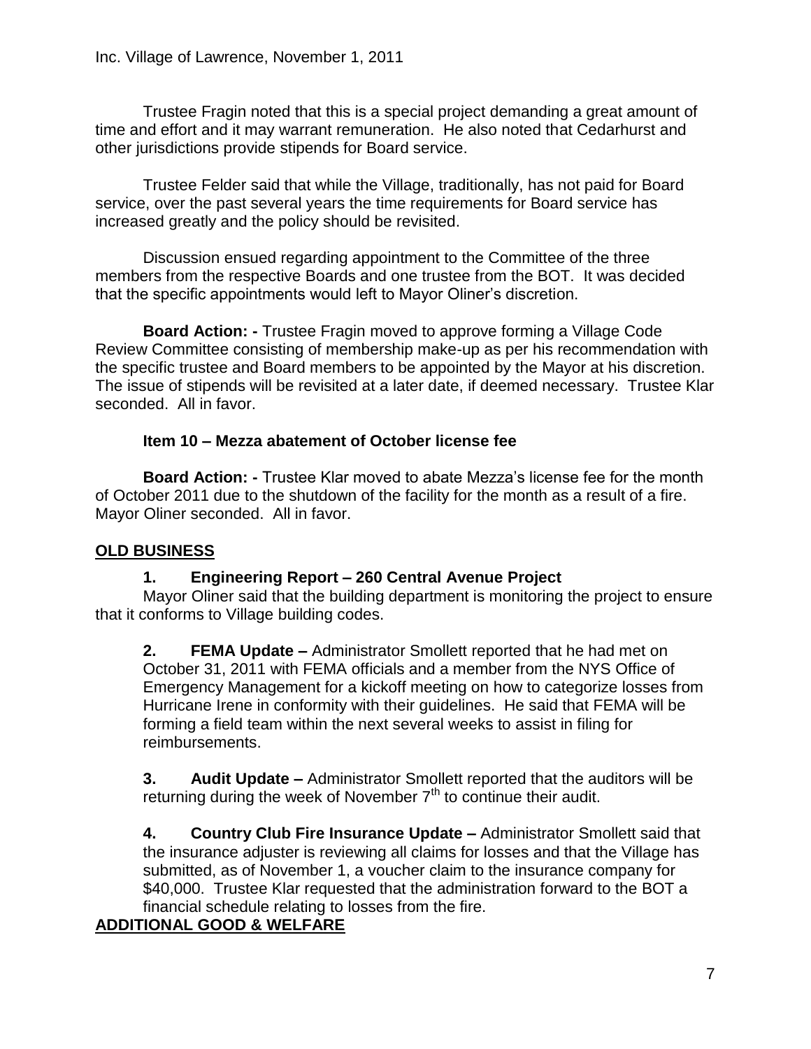Trustee Fragin noted that this is a special project demanding a great amount of time and effort and it may warrant remuneration. He also noted that Cedarhurst and other jurisdictions provide stipends for Board service.

Trustee Felder said that while the Village, traditionally, has not paid for Board service, over the past several years the time requirements for Board service has increased greatly and the policy should be revisited.

Discussion ensued regarding appointment to the Committee of the three members from the respective Boards and one trustee from the BOT. It was decided that the specific appointments would left to Mayor Oliner's discretion.

**Board Action: -** Trustee Fragin moved to approve forming a Village Code Review Committee consisting of membership make-up as per his recommendation with the specific trustee and Board members to be appointed by the Mayor at his discretion. The issue of stipends will be revisited at a later date, if deemed necessary. Trustee Klar seconded. All in favor.

**Item 10 – Mezza abatement of October license fee**

**Board Action: -** Trustee Klar moved to abate Mezza's license fee for the month of October 2011 due to the shutdown of the facility for the month as a result of a fire. Mayor Oliner seconded. All in favor.

**OLD BUSINESS**

**1. Engineering Report – 260 Central Avenue Project**

Mayor Oliner said that the building department is monitoring the project to ensure that it conforms to Village building codes.

**2. FEMA Update –** Administrator Smollett reported that he had met on October 31, 2011 with FEMA officials and a member from the NYS Office of Emergency Management for a kickoff meeting on how to categorize losses from Hurricane Irene in conformity with their guidelines. He said that FEMA will be forming a field team within the next several weeks to assist in filing for reimbursements.

**3. Audit Update –** Administrator Smollett reported that the auditors will be returning during the week of November 7th to continue their audit.

**4. Country Club Fire Insurance Update –** Administrator Smollett said that the insurance adjuster is reviewing all claims for losses and that the Village has submitted, as of November 1, a voucher claim to the insurance company for $40,000. Trustee Klar requested that the administration forward to the BOT a financial schedule relating to losses from the fire.

**ADDITIONAL GOOD & WELFARE**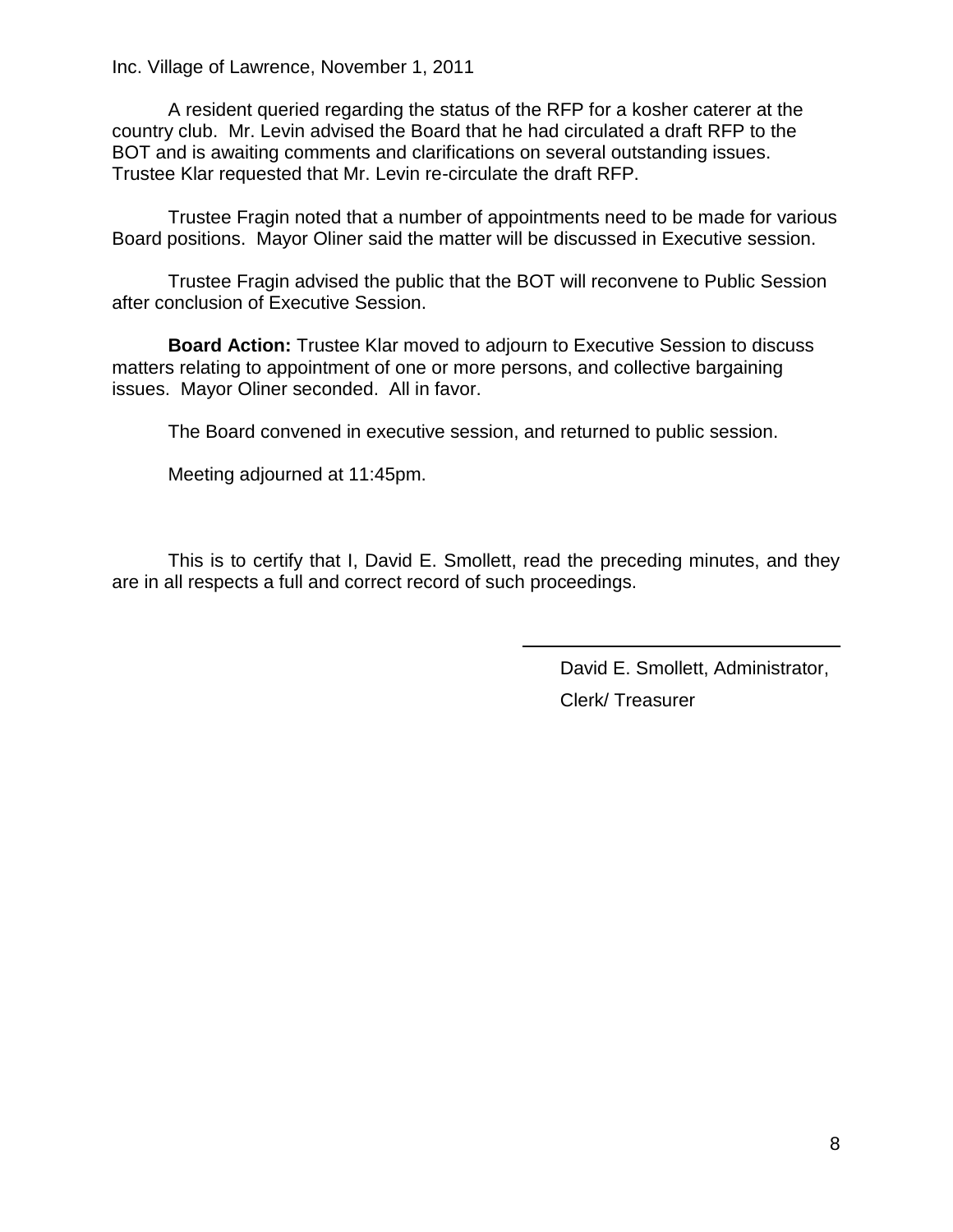A resident queried regarding the status of the RFP for a kosher caterer at the country club. Mr. Levin advised the Board that he had circulated a draft RFP to the BOT and is awaiting comments and clarifications on several outstanding issues. Trustee Klar requested that Mr. Levin re-circulate the draft RFP.

Trustee Fragin noted that a number of appointments need to be made for various Board positions. Mayor Oliner said the matter will be discussed in Executive session.

Trustee Fragin advised the public that the BOT will reconvene to Public Session after conclusion of Executive Session.

**Board Action:** Trustee Klar moved to adjourn to Executive Session to discuss matters relating to appointment of one or more persons, and collective bargaining issues. Mayor Oliner seconded. All in favor.

The Board convened in executive session, and returned to public session.

Meeting adjourned at 11:45pm.

This is to certify that I, David E. Smollett, read the preceding minutes, and they are in all respects a full and correct record of such proceedings.

David E. Smollett, Administrator,

Clerk/ Treasurer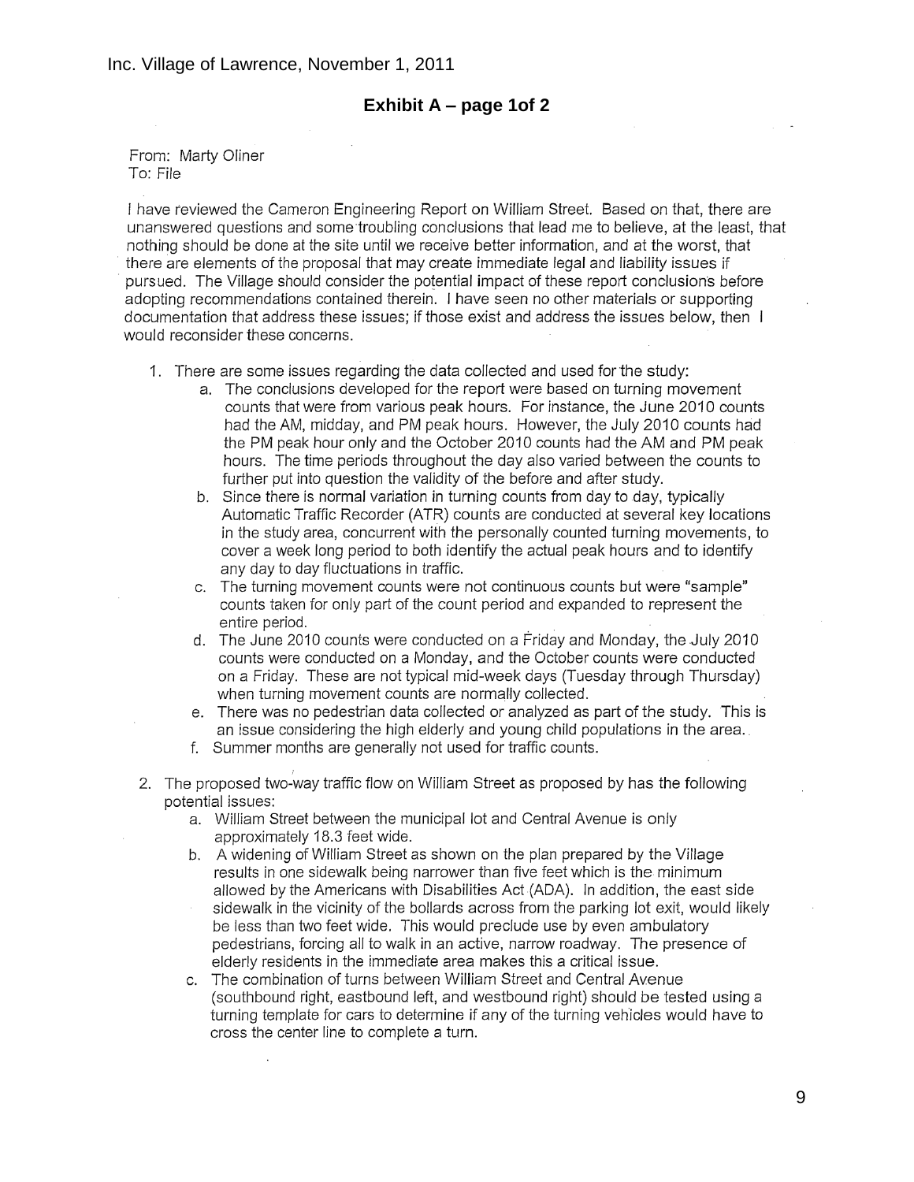Inc. Village of Lawrence, November 1, 2011

**Exhibit A – page 1of 2**

From: Marty Oliner
To: File

I have reviewed the Cameron Engineering Report on William Street. Based on that, there are unanswered questions and some troubling conclusions that lead me to believe, at the least, that nothing should be done at the site until we receive better information, and at the worst, that there are elements of the proposal that may create immediate legal and liability issues if pursued. The Village should consider the potential impact of these report conclusions before adopting recommendations contained therein. I have seen no other materials or supporting documentation that address these issues; if those exist and address the issues below, then I would reconsider these concerns.

1. There are some issues regarding the data collected and used for the study:
   a. The conclusions developed for the report were based on turning movement counts that were from various peak hours. For instance, the June 2010 counts had the AM, midday, and PM peak hours. However, the July 2010 counts had the PM peak hour only and the October 2010 counts had the AM and PM peak hours. The time periods throughout the day also varied between the counts to further put into question the validity of the before and after study.
   b. Since there is normal variation in turning counts from day to day, typically Automatic Traffic Recorder (ATR) counts are conducted at several key locations in the study area, concurrent with the personally counted turning movements, to cover a week long period to both identify the actual peak hours and to identify any day to day fluctuations in traffic.
   c. The turning movement counts were not continuous counts but were "sample" counts taken for only part of the count period and expanded to represent the entire period.
   d. The June 2010 counts were conducted on a Friday and Monday, the July 2010 counts were conducted on a Monday, and the October counts were conducted on a Friday. These are not typical mid-week days (Tuesday through Thursday) when turning movement counts are normally collected.
   e. There was no pedestrian data collected or analyzed as part of the study. This is an issue considering the high elderly and young child populations in the area.
   f. Summer months are generally not used for traffic counts.

2. The proposed two-way traffic flow on William Street as proposed by has the following potential issues:
   a. William Street between the municipal lot and Central Avenue is only approximately 18.3 feet wide.
   b. A widening of William Street as shown on the plan prepared by the Village results in one sidewalk being narrower than five feet which is the minimum allowed by the Americans with Disabilities Act (ADA). In addition, the east side sidewalk in the vicinity of the bollards across from the parking lot exit, would likely be less than two feet wide. This would preclude use by even ambulatory pedestrians, forcing all to walk in an active, narrow roadway. The presence of elderly residents in the immediate area makes this a critical issue.
   c. The combination of turns between William Street and Central Avenue (southbound right, eastbound left, and westbound right) should be tested using a turning template for cars to determine if any of the turning vehicles would have to cross the center line to complete a turn.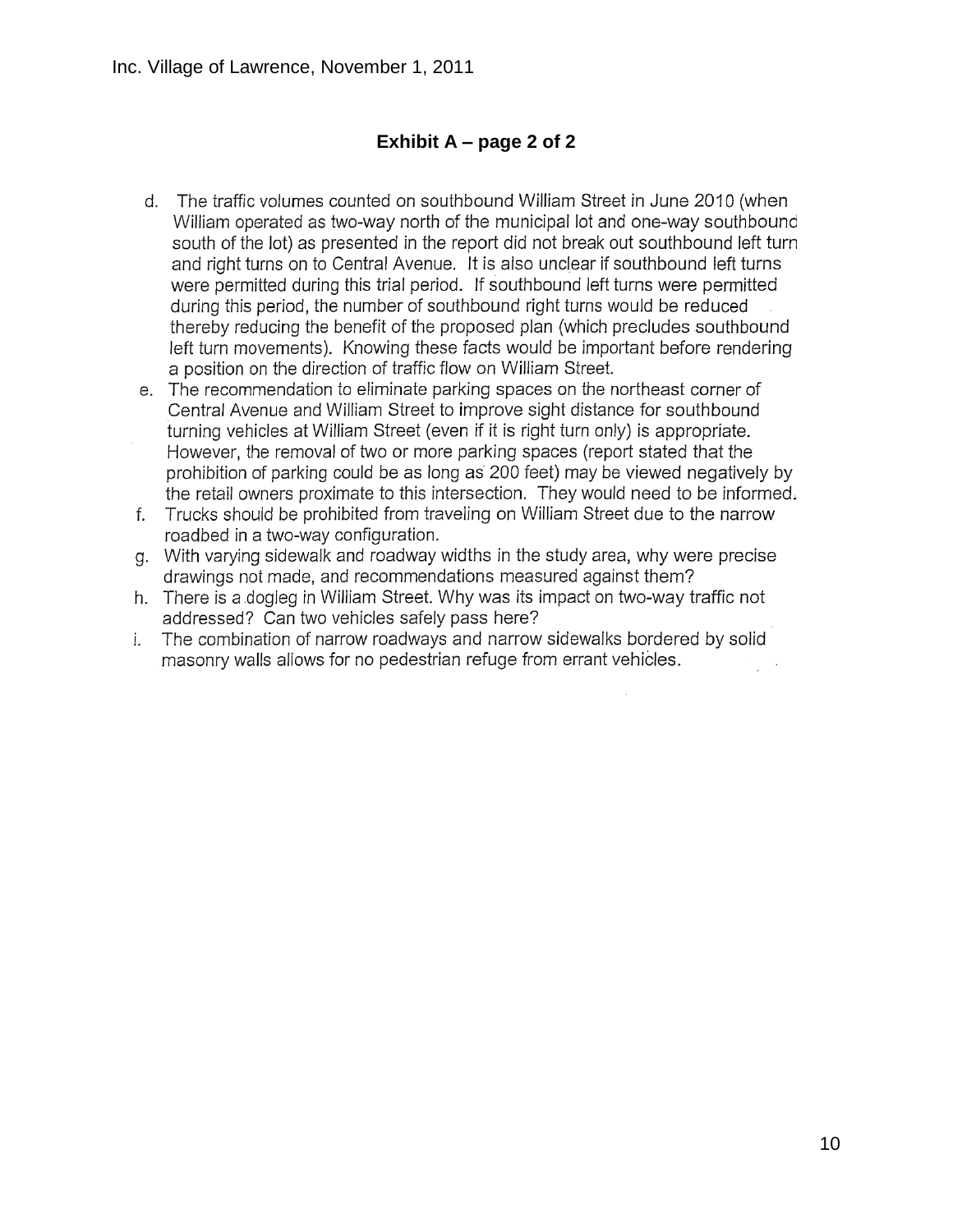Inc. Village of Lawrence, November 1, 2011

**Exhibit A – page 2 of 2**

d. The traffic volumes counted on southbound William Street in June 2010 (when William operated as two-way north of the municipal lot and one-way southbound south of the lot) as presented in the report did not break out southbound left turn and right turns on to Central Avenue. It is also unclear if southbound left turns were permitted during this trial period. If southbound left turns were permitted during this period, the number of southbound right turns would be reduced thereby reducing the benefit of the proposed plan (which precludes southbound left turn movements). Knowing these facts would be important before rendering a position on the direction of traffic flow on William Street.

e. The recommendation to eliminate parking spaces on the northeast corner of Central Avenue and William Street to improve sight distance for southbound turning vehicles at William Street (even if it is right turn only) is appropriate. However, the removal of two or more parking spaces (report stated that the prohibition of parking could be as long as 200 feet) may be viewed negatively by the retail owners proximate to this intersection. They would need to be informed.

f. Trucks should be prohibited from traveling on William Street due to the narrow roadbed in a two-way configuration.

g. With varying sidewalk and roadway widths in the study area, why were precise drawings not made, and recommendations measured against them?

h. There is a dogleg in William Street. Why was its impact on two-way traffic not addressed? Can two vehicles safely pass here?

i. The combination of narrow roadways and narrow sidewalks bordered by solid masonry walls allows for no pedestrian refuge from errant vehicles.